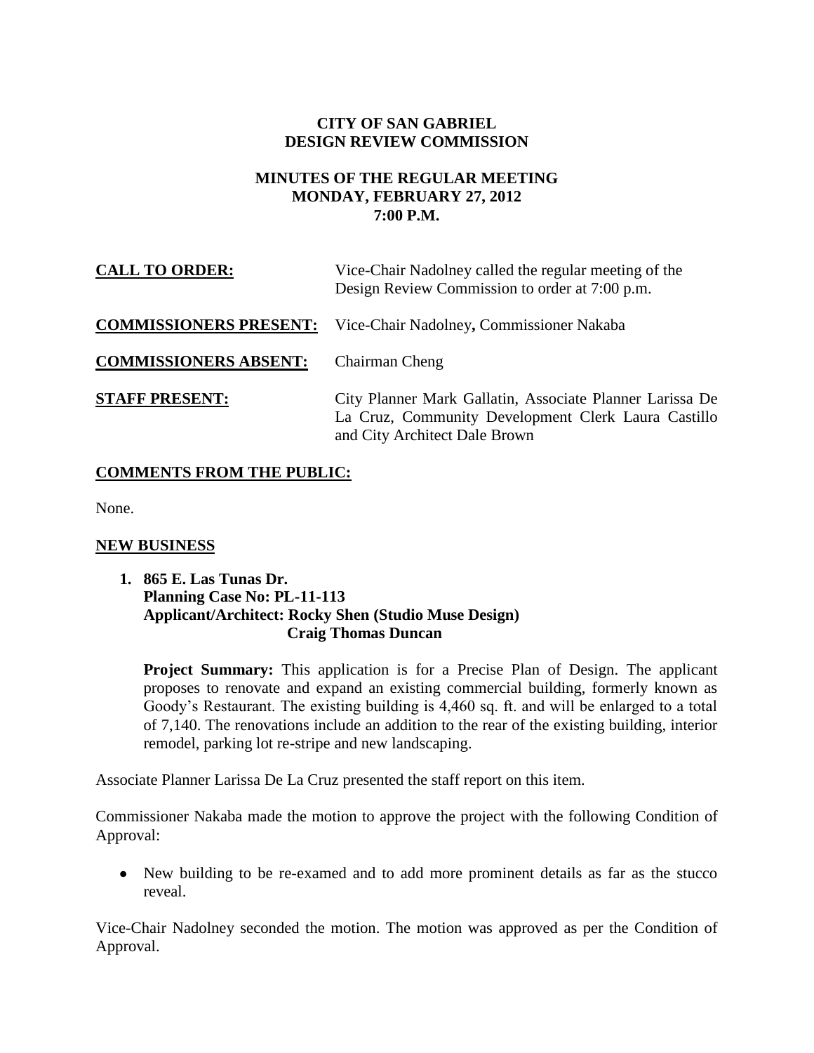**CITY OF SAN GABRIEL**
**DESIGN REVIEW COMMISSION**

**MINUTES OF THE REGULAR MEETING**
**MONDAY, FEBRUARY 27, 2012**
**7:00 P.M.**

**CALL TO ORDER:** Vice-Chair Nadolney called the regular meeting of the Design Review Commission to order at 7:00 p.m.

**COMMISSIONERS PRESENT:** Vice-Chair Nadolney**,** Commissioner Nakaba

**COMMISSIONERS ABSENT:** Chairman Cheng

**STAFF PRESENT:** City Planner Mark Gallatin, Associate Planner Larissa De La Cruz, Community Development Clerk Laura Castillo and City Architect Dale Brown

## COMMENTS FROM THE PUBLIC:

None.

## NEW BUSINESS

**1. 865 E. Las Tunas Dr.**
**Planning Case No: PL-11-113**
**Applicant/Architect: Rocky Shen (Studio Muse Design)**
**Craig Thomas Duncan**

**Project Summary:** This application is for a Precise Plan of Design. The applicant proposes to renovate and expand an existing commercial building, formerly known as Goody's Restaurant. The existing building is 4,460 sq. ft. and will be enlarged to a total of 7,140. The renovations include an addition to the rear of the existing building, interior remodel, parking lot re-stripe and new landscaping.

Associate Planner Larissa De La Cruz presented the staff report on this item.

Commissioner Nakaba made the motion to approve the project with the following Condition of Approval:

- New building to be re-examed and to add more prominent details as far as the stucco reveal.

Vice-Chair Nadolney seconded the motion. The motion was approved as per the Condition of Approval.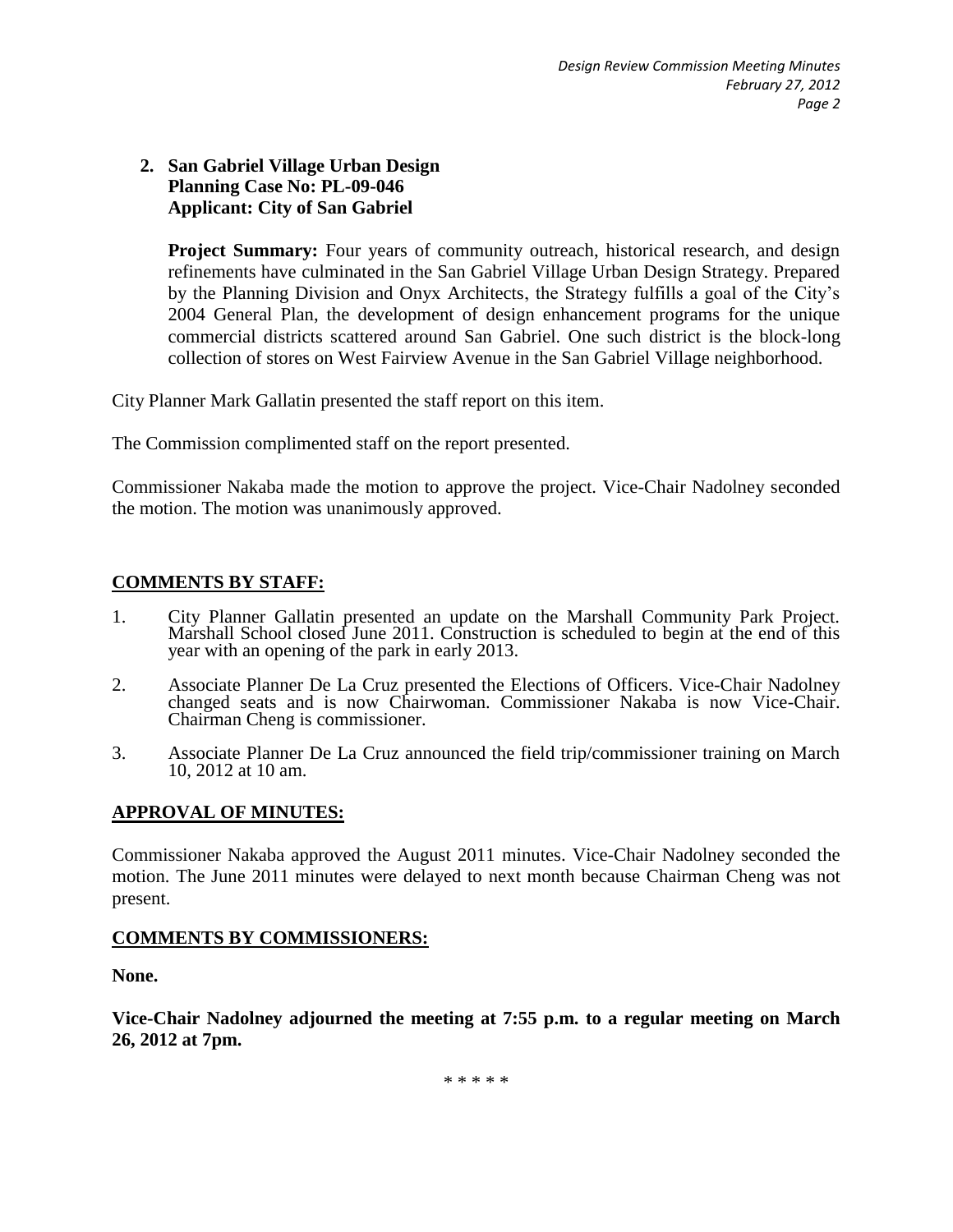**2. San Gabriel Village Urban Design**
**Planning Case No: PL-09-046**
**Applicant: City of San Gabriel**

**Project Summary:** Four years of community outreach, historical research, and design refinements have culminated in the San Gabriel Village Urban Design Strategy. Prepared by the Planning Division and Onyx Architects, the Strategy fulfills a goal of the City's 2004 General Plan, the development of design enhancement programs for the unique commercial districts scattered around San Gabriel. One such district is the block-long collection of stores on West Fairview Avenue in the San Gabriel Village neighborhood.

City Planner Mark Gallatin presented the staff report on this item.

The Commission complimented staff on the report presented.

Commissioner Nakaba made the motion to approve the project. Vice-Chair Nadolney seconded the motion. The motion was unanimously approved.

## COMMENTS BY STAFF:

1. City Planner Gallatin presented an update on the Marshall Community Park Project. Marshall School closed June 2011. Construction is scheduled to begin at the end of this year with an opening of the park in early 2013.

2. Associate Planner De La Cruz presented the Elections of Officers. Vice-Chair Nadolney changed seats and is now Chairwoman. Commissioner Nakaba is now Vice-Chair. Chairman Cheng is commissioner.

3. Associate Planner De La Cruz announced the field trip/commissioner training on March 10, 2012 at 10 am.

## APPROVAL OF MINUTES:

Commissioner Nakaba approved the August 2011 minutes. Vice-Chair Nadolney seconded the motion. The June 2011 minutes were delayed to next month because Chairman Cheng was not present.

## COMMENTS BY COMMISSIONERS:

**None.**

**Vice-Chair Nadolney adjourned the meeting at 7:55 p.m. to a regular meeting on March 26, 2012 at 7pm.**

\* \* \* \* \*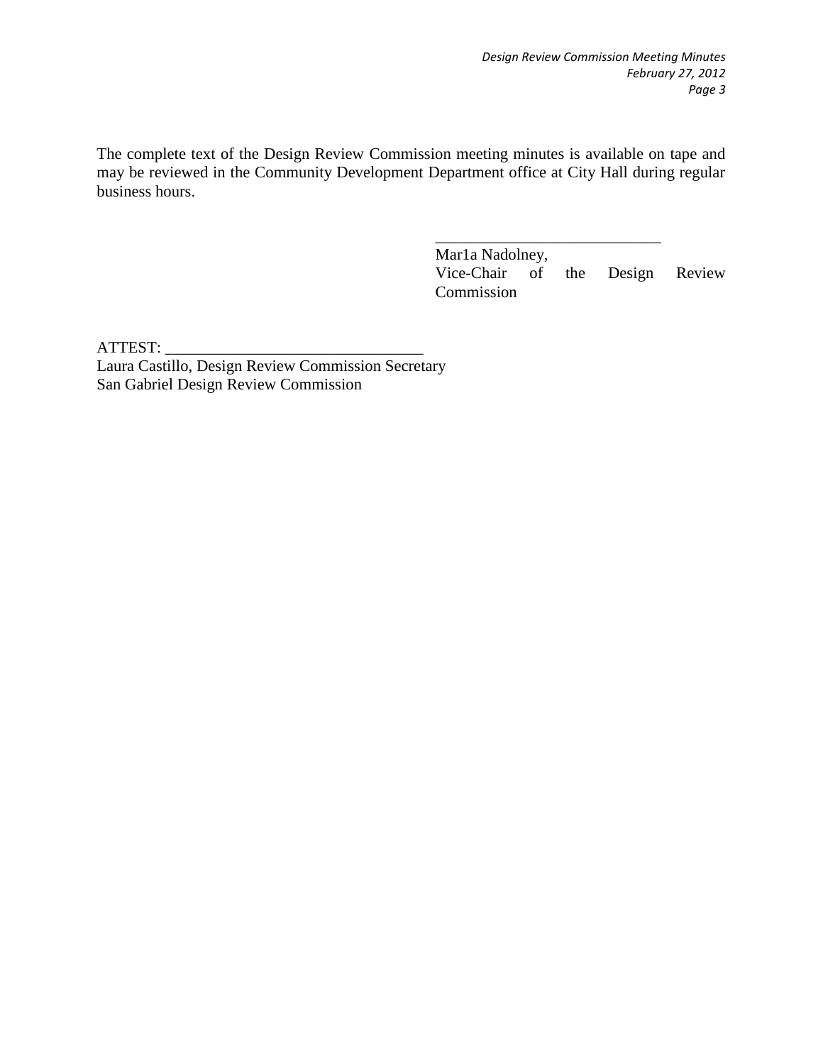The complete text of the Design Review Commission meeting minutes is available on tape and may be reviewed in the Community Development Department office at City Hall during regular business hours.

____________________________
Mar1a Nadolney,
Vice-Chair of the Design Review Commission

ATTEST: _______________________________
Laura Castillo, Design Review Commission Secretary
San Gabriel Design Review Commission